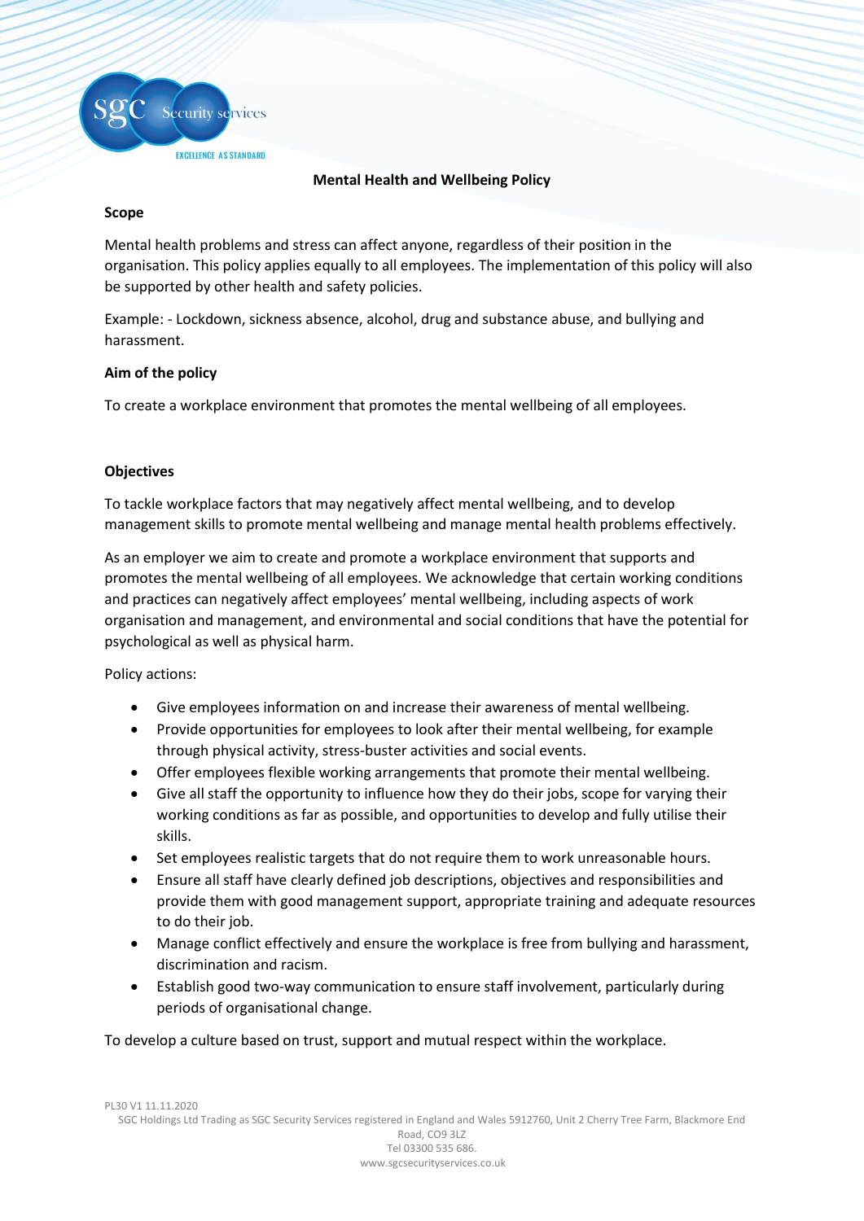# Mental Health and Wellbeing Policy

## Scope

Mental health problems and stress can affect anyone, regardless of their position in the organisation. This policy applies equally to all employees. The implementation of this policy will also be supported by other health and safety policies.

Example: - Lockdown, sickness absence, alcohol, drug and substance abuse, and bullying and harassment.

## Aim of the policy

To create a workplace environment that promotes the mental wellbeing of all employees.

## Objectives

To tackle workplace factors that may negatively affect mental wellbeing, and to develop management skills to promote mental wellbeing and manage mental health problems effectively.

As an employer we aim to create and promote a workplace environment that supports and promotes the mental wellbeing of all employees. We acknowledge that certain working conditions and practices can negatively affect employees' mental wellbeing, including aspects of work organisation and management, and environmental and social conditions that have the potential for psychological as well as physical harm.

Policy actions:

- Give employees information on and increase their awareness of mental wellbeing.
- Provide opportunities for employees to look after their mental wellbeing, for example through physical activity, stress-buster activities and social events.
- Offer employees flexible working arrangements that promote their mental wellbeing.
- Give all staff the opportunity to influence how they do their jobs, scope for varying their working conditions as far as possible, and opportunities to develop and fully utilise their skills.
- Set employees realistic targets that do not require them to work unreasonable hours.
- Ensure all staff have clearly defined job descriptions, objectives and responsibilities and provide them with good management support, appropriate training and adequate resources to do their job.
- Manage conflict effectively and ensure the workplace is free from bullying and harassment, discrimination and racism.
- Establish good two-way communication to ensure staff involvement, particularly during periods of organisational change.

To develop a culture based on trust, support and mutual respect within the workplace.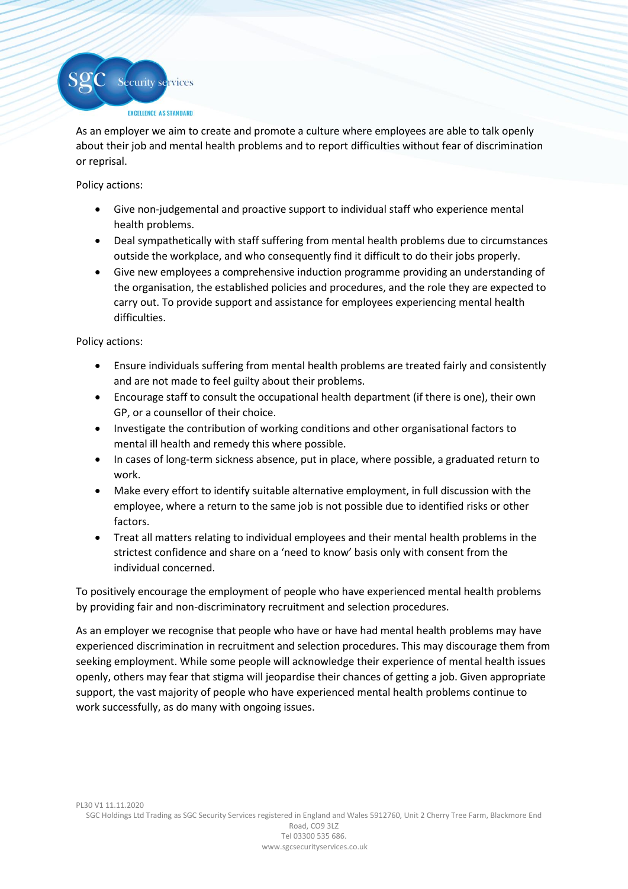As an employer we aim to create and promote a culture where employees are able to talk openly about their job and mental health problems and to report difficulties without fear of discrimination or reprisal.

Policy actions:

- Give non-judgemental and proactive support to individual staff who experience mental health problems.
- Deal sympathetically with staff suffering from mental health problems due to circumstances outside the workplace, and who consequently find it difficult to do their jobs properly.
- Give new employees a comprehensive induction programme providing an understanding of the organisation, the established policies and procedures, and the role they are expected to carry out. To provide support and assistance for employees experiencing mental health difficulties.

Policy actions:

- Ensure individuals suffering from mental health problems are treated fairly and consistently and are not made to feel guilty about their problems.
- Encourage staff to consult the occupational health department (if there is one), their own GP, or a counsellor of their choice.
- Investigate the contribution of working conditions and other organisational factors to mental ill health and remedy this where possible.
- In cases of long-term sickness absence, put in place, where possible, a graduated return to work.
- Make every effort to identify suitable alternative employment, in full discussion with the employee, where a return to the same job is not possible due to identified risks or other factors.
- Treat all matters relating to individual employees and their mental health problems in the strictest confidence and share on a 'need to know' basis only with consent from the individual concerned.

To positively encourage the employment of people who have experienced mental health problems by providing fair and non-discriminatory recruitment and selection procedures.

As an employer we recognise that people who have or have had mental health problems may have experienced discrimination in recruitment and selection procedures. This may discourage them from seeking employment. While some people will acknowledge their experience of mental health issues openly, others may fear that stigma will jeopardise their chances of getting a job. Given appropriate support, the vast majority of people who have experienced mental health problems continue to work successfully, as do many with ongoing issues.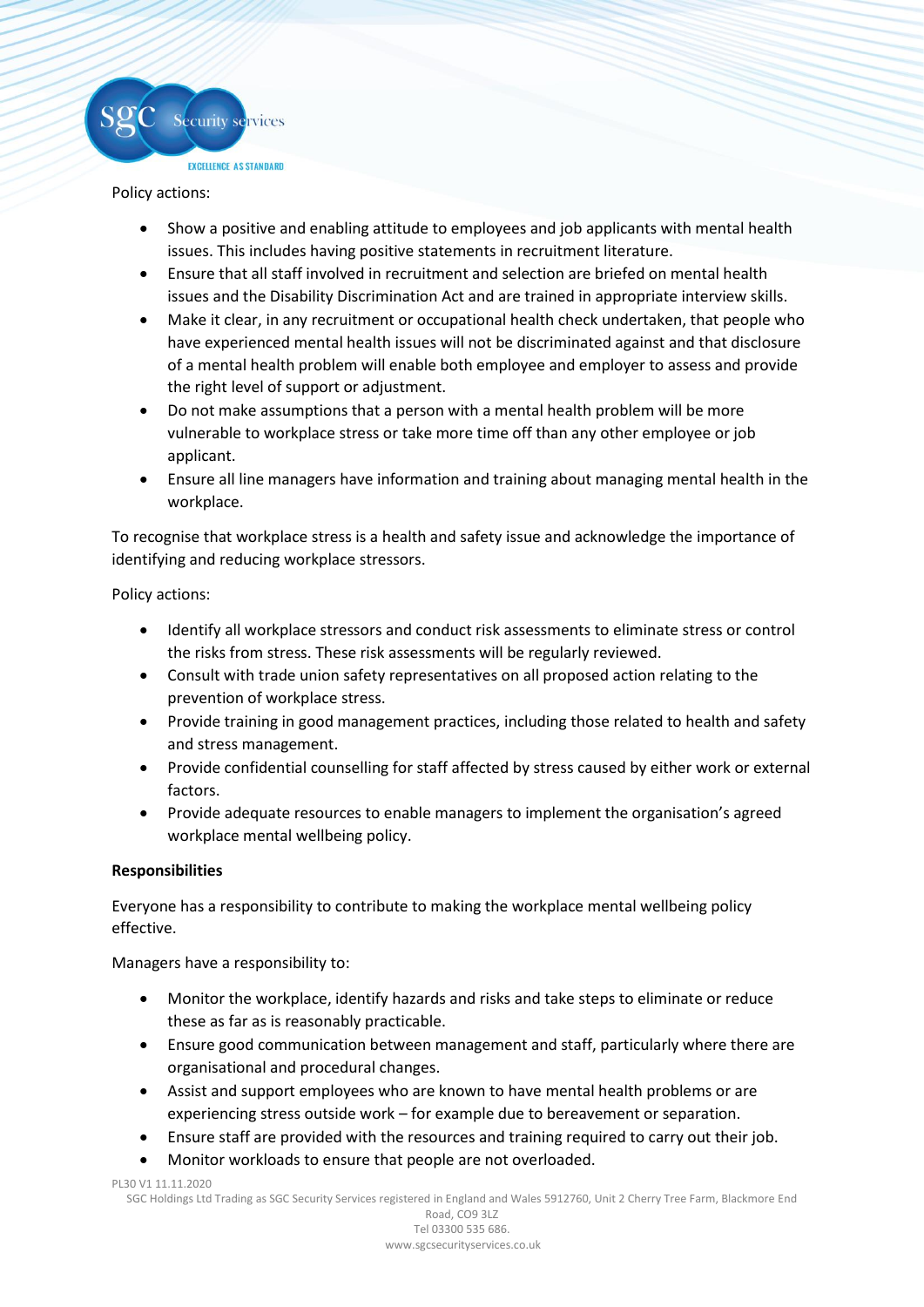Policy actions:

- Show a positive and enabling attitude to employees and job applicants with mental health issues. This includes having positive statements in recruitment literature.
- Ensure that all staff involved in recruitment and selection are briefed on mental health issues and the Disability Discrimination Act and are trained in appropriate interview skills.
- Make it clear, in any recruitment or occupational health check undertaken, that people who have experienced mental health issues will not be discriminated against and that disclosure of a mental health problem will enable both employee and employer to assess and provide the right level of support or adjustment.
- Do not make assumptions that a person with a mental health problem will be more vulnerable to workplace stress or take more time off than any other employee or job applicant.
- Ensure all line managers have information and training about managing mental health in the workplace.

To recognise that workplace stress is a health and safety issue and acknowledge the importance of identifying and reducing workplace stressors.

Policy actions:

- Identify all workplace stressors and conduct risk assessments to eliminate stress or control the risks from stress. These risk assessments will be regularly reviewed.
- Consult with trade union safety representatives on all proposed action relating to the prevention of workplace stress.
- Provide training in good management practices, including those related to health and safety and stress management.
- Provide confidential counselling for staff affected by stress caused by either work or external factors.
- Provide adequate resources to enable managers to implement the organisation's agreed workplace mental wellbeing policy.

**Responsibilities**

Everyone has a responsibility to contribute to making the workplace mental wellbeing policy effective.

Managers have a responsibility to:

- Monitor the workplace, identify hazards and risks and take steps to eliminate or reduce these as far as is reasonably practicable.
- Ensure good communication between management and staff, particularly where there are organisational and procedural changes.
- Assist and support employees who are known to have mental health problems or are experiencing stress outside work – for example due to bereavement or separation.
- Ensure staff are provided with the resources and training required to carry out their job.
- Monitor workloads to ensure that people are not overloaded.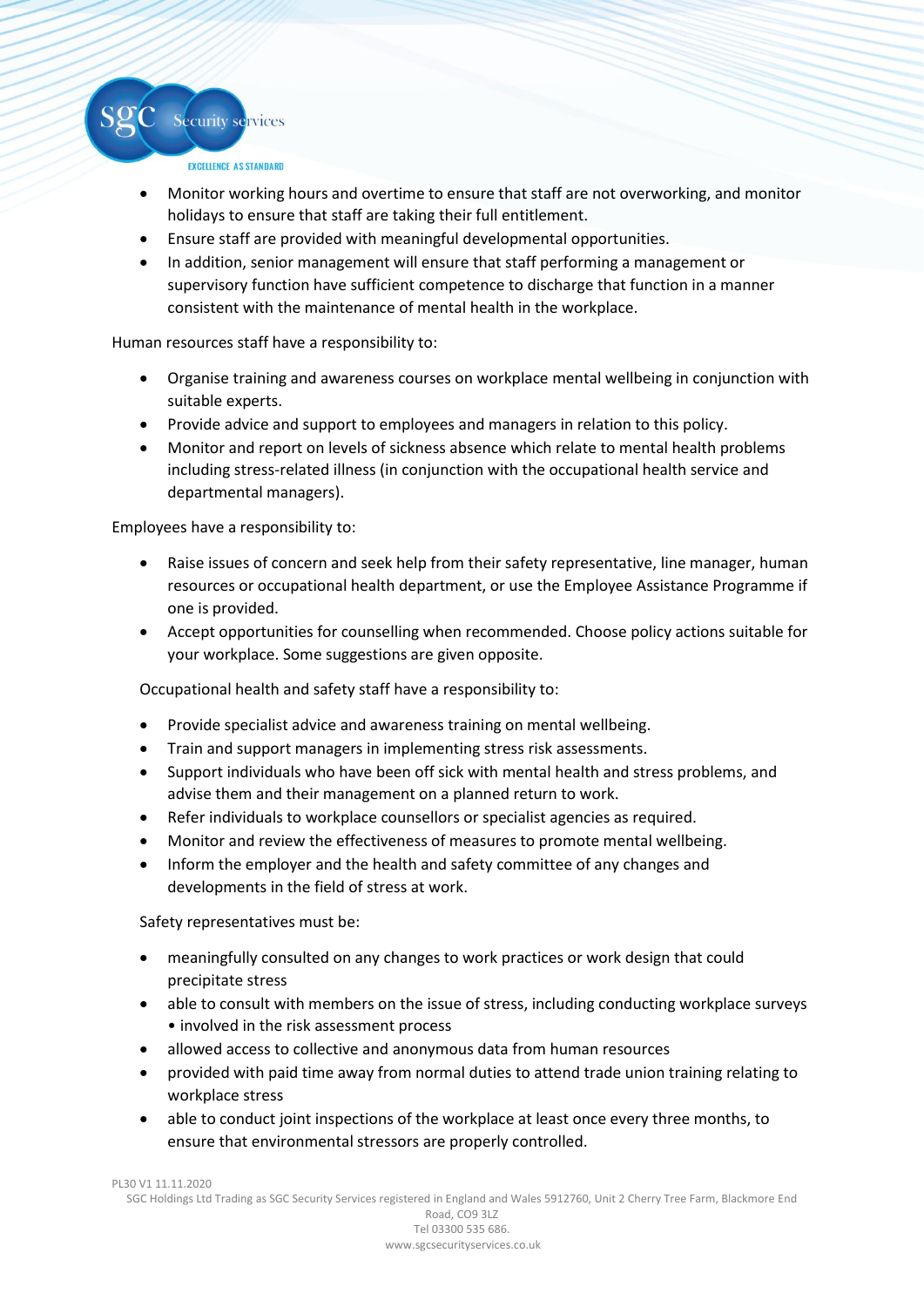- Monitor working hours and overtime to ensure that staff are not overworking, and monitor holidays to ensure that staff are taking their full entitlement.
- Ensure staff are provided with meaningful developmental opportunities.
- In addition, senior management will ensure that staff performing a management or supervisory function have sufficient competence to discharge that function in a manner consistent with the maintenance of mental health in the workplace.

Human resources staff have a responsibility to:

- Organise training and awareness courses on workplace mental wellbeing in conjunction with suitable experts.
- Provide advice and support to employees and managers in relation to this policy.
- Monitor and report on levels of sickness absence which relate to mental health problems including stress-related illness (in conjunction with the occupational health service and departmental managers).

Employees have a responsibility to:

- Raise issues of concern and seek help from their safety representative, line manager, human resources or occupational health department, or use the Employee Assistance Programme if one is provided.
- Accept opportunities for counselling when recommended. Choose policy actions suitable for your workplace. Some suggestions are given opposite.

Occupational health and safety staff have a responsibility to:

- Provide specialist advice and awareness training on mental wellbeing.
- Train and support managers in implementing stress risk assessments.
- Support individuals who have been off sick with mental health and stress problems, and advise them and their management on a planned return to work.
- Refer individuals to workplace counsellors or specialist agencies as required.
- Monitor and review the effectiveness of measures to promote mental wellbeing.
- Inform the employer and the health and safety committee of any changes and developments in the field of stress at work.

Safety representatives must be:

- meaningfully consulted on any changes to work practices or work design that could precipitate stress
- able to consult with members on the issue of stress, including conducting workplace surveys • involved in the risk assessment process
- allowed access to collective and anonymous data from human resources
- provided with paid time away from normal duties to attend trade union training relating to workplace stress
- able to conduct joint inspections of the workplace at least once every three months, to ensure that environmental stressors are properly controlled.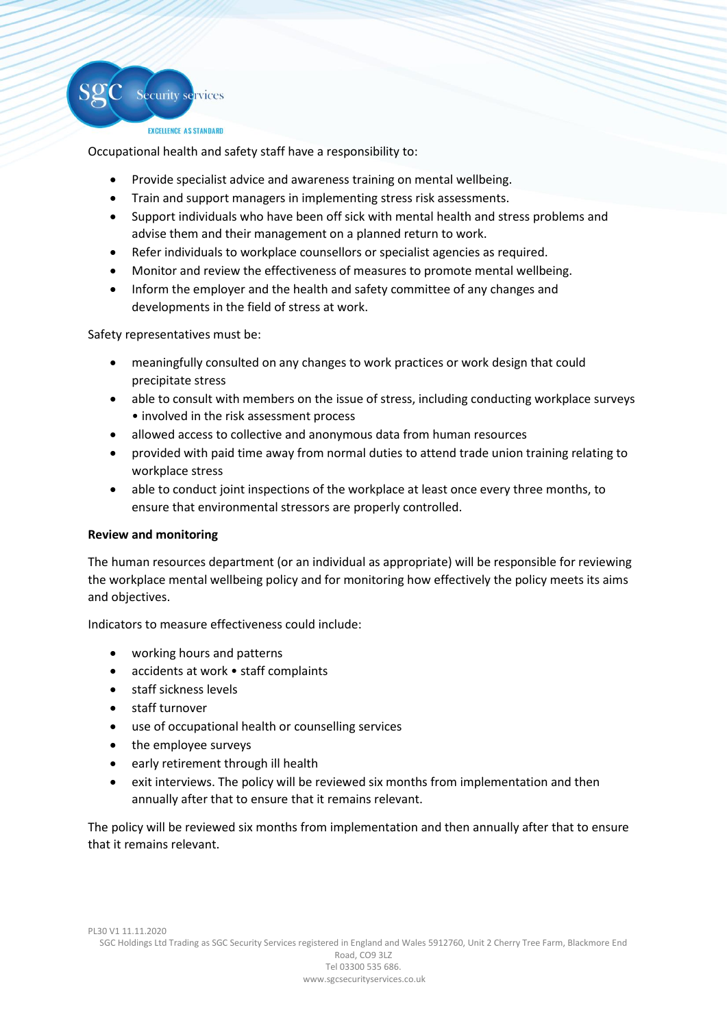Occupational health and safety staff have a responsibility to:

- Provide specialist advice and awareness training on mental wellbeing.
- Train and support managers in implementing stress risk assessments.
- Support individuals who have been off sick with mental health and stress problems and advise them and their management on a planned return to work.
- Refer individuals to workplace counsellors or specialist agencies as required.
- Monitor and review the effectiveness of measures to promote mental wellbeing.
- Inform the employer and the health and safety committee of any changes and developments in the field of stress at work.

Safety representatives must be:

- meaningfully consulted on any changes to work practices or work design that could precipitate stress
- able to consult with members on the issue of stress, including conducting workplace surveys • involved in the risk assessment process
- allowed access to collective and anonymous data from human resources
- provided with paid time away from normal duties to attend trade union training relating to workplace stress
- able to conduct joint inspections of the workplace at least once every three months, to ensure that environmental stressors are properly controlled.

**Review and monitoring**

The human resources department (or an individual as appropriate) will be responsible for reviewing the workplace mental wellbeing policy and for monitoring how effectively the policy meets its aims and objectives.

Indicators to measure effectiveness could include:

- working hours and patterns
- accidents at work • staff complaints
- staff sickness levels
- staff turnover
- use of occupational health or counselling services
- the employee surveys
- early retirement through ill health
- exit interviews. The policy will be reviewed six months from implementation and then annually after that to ensure that it remains relevant.

The policy will be reviewed six months from implementation and then annually after that to ensure that it remains relevant.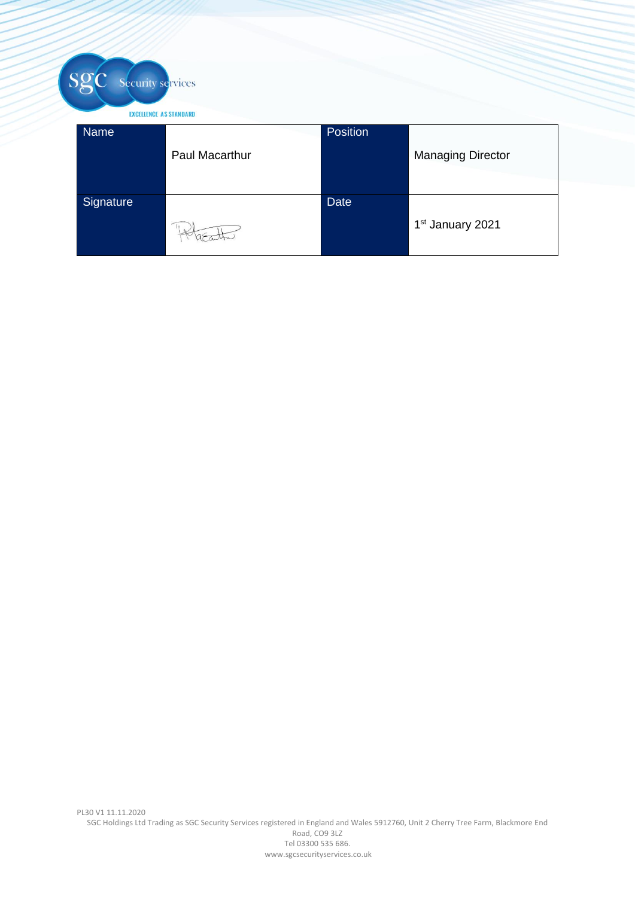| | | | |
|---|---|---|---|
| Name | Paul Macarthur | Position | Managing Director |
| Signature | | Date | 1st January 2021 |

PL30 V1 11.11.2020

SGC Holdings Ltd Trading as SGC Security Services registered in England and Wales 5912760, Unit 2 Cherry Tree Farm, Blackmore End Road, CO9 3LZ
Tel 03300 535 686.
www.sgcsecurityservices.co.uk